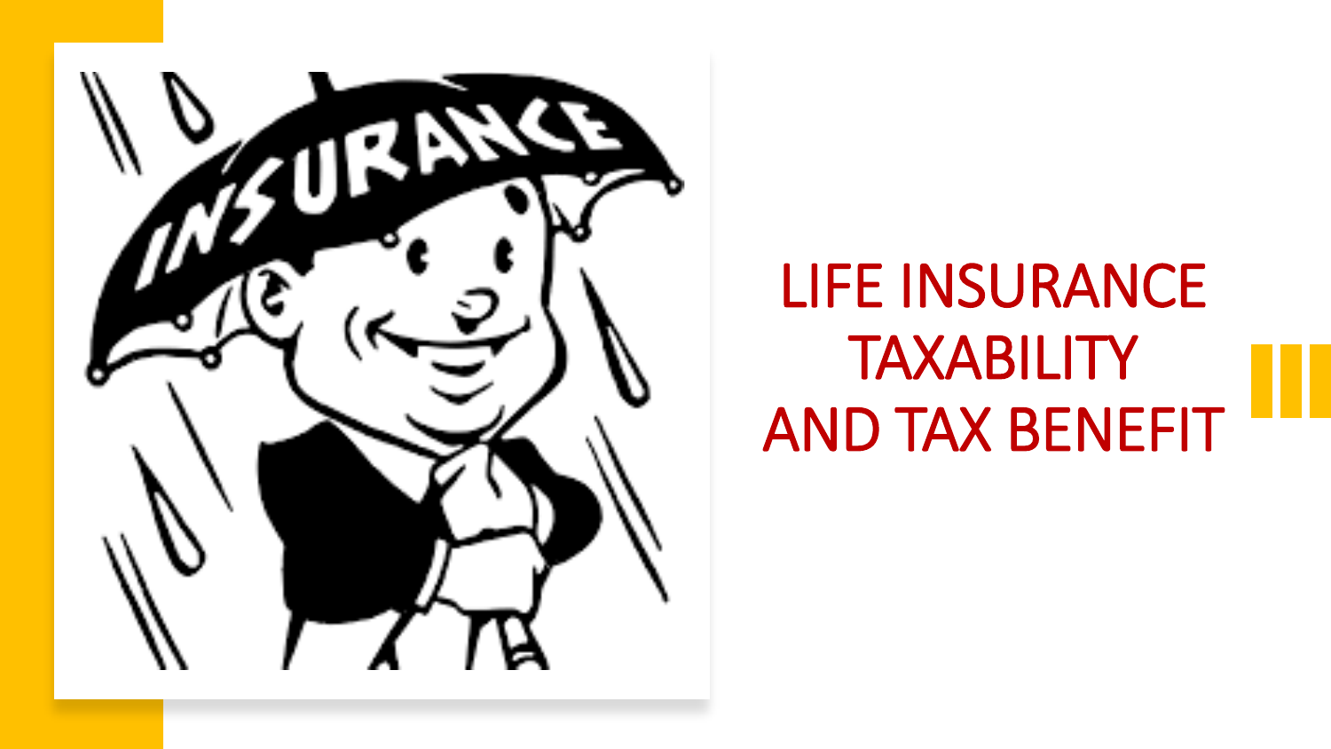# LIFE INSURANCE TAXABILITY AND TAX BENEFIT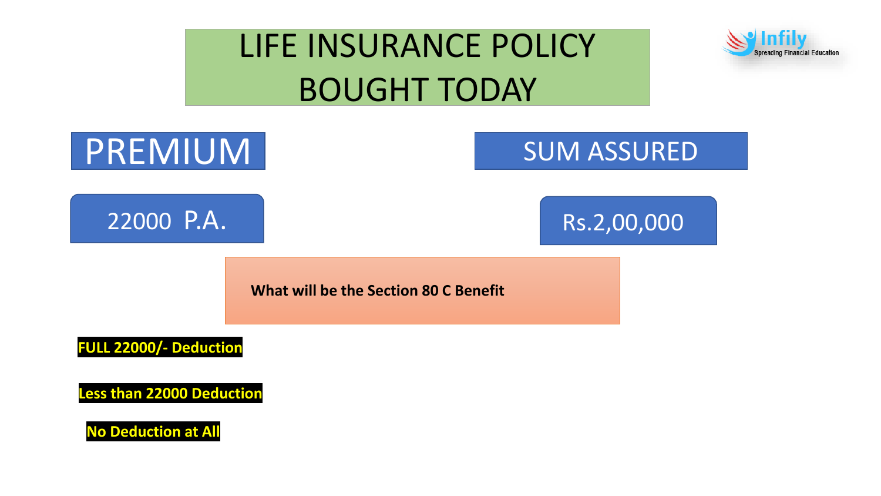# LIFE INSURANCE POLICY BOUGHT TODAY

**PREMIUM**

22000 P.A.

**SUM ASSURED**

Rs.2,00,000

**What will be the Section 80 C Benefit**

**FULL 22000/- Deduction**

**Less than 22000 Deduction**

**No Deduction at All**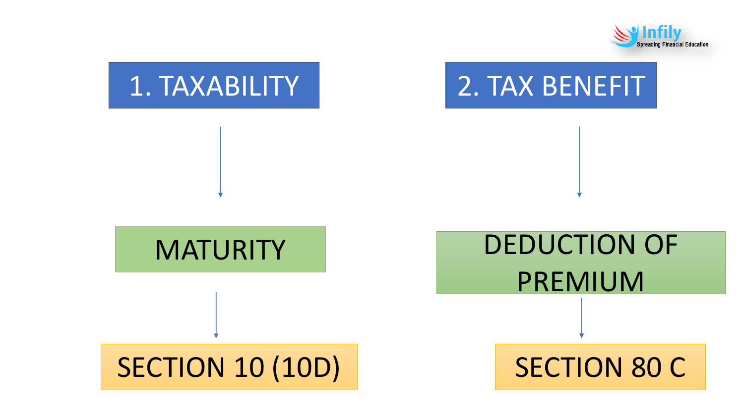## 1. TAXABILITY

MATURITY

SECTION 10 (10D)

## 2. TAX BENEFIT

DEDUCTION OF PREMIUM

SECTION 80 C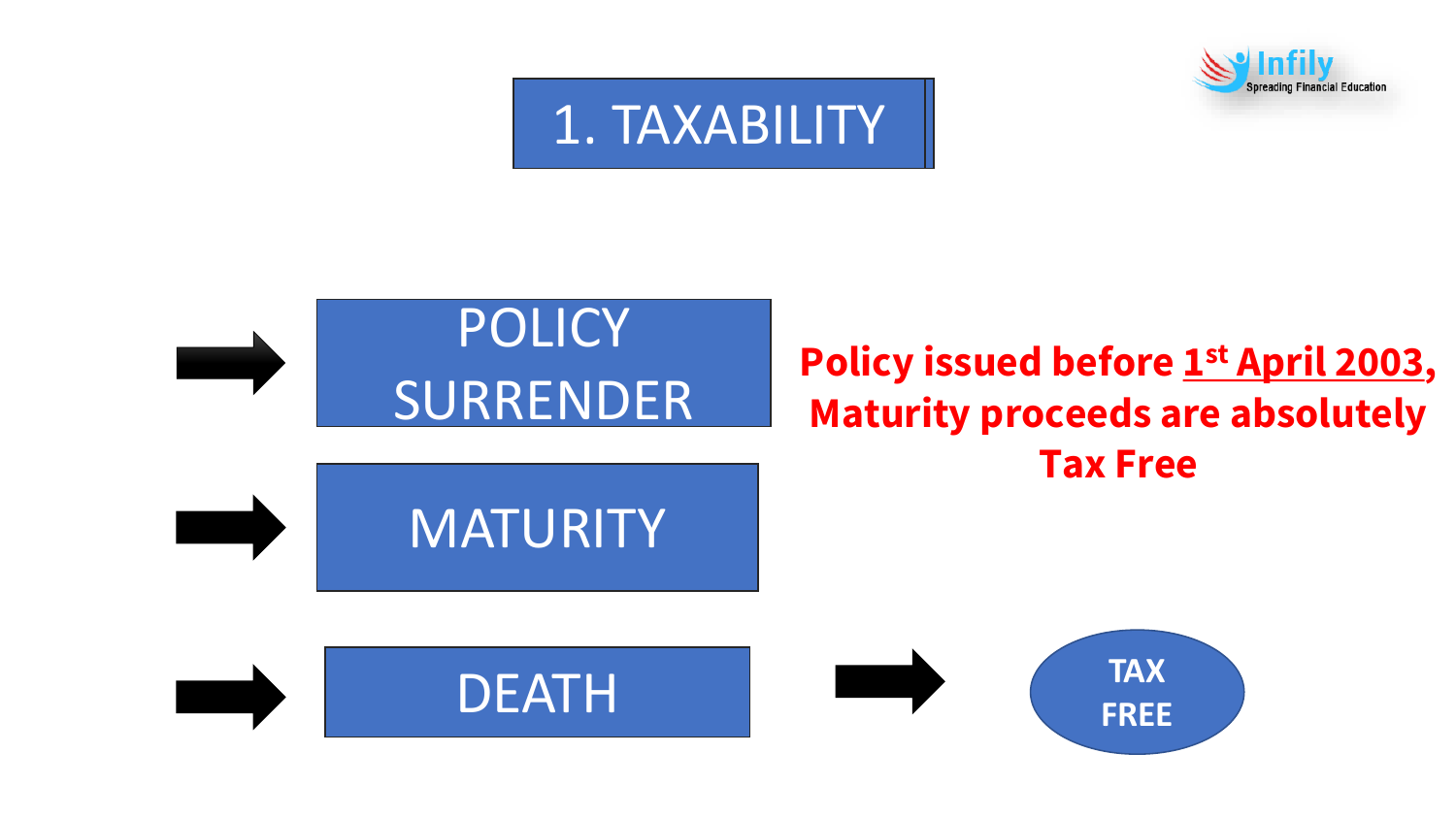# 1. TAXABILITY

- POLICY SURRENDER
- MATURITY
- DEATH → TAX FREE

**Policy issued before 1st April 2003, Maturity proceeds are absolutely Tax Free**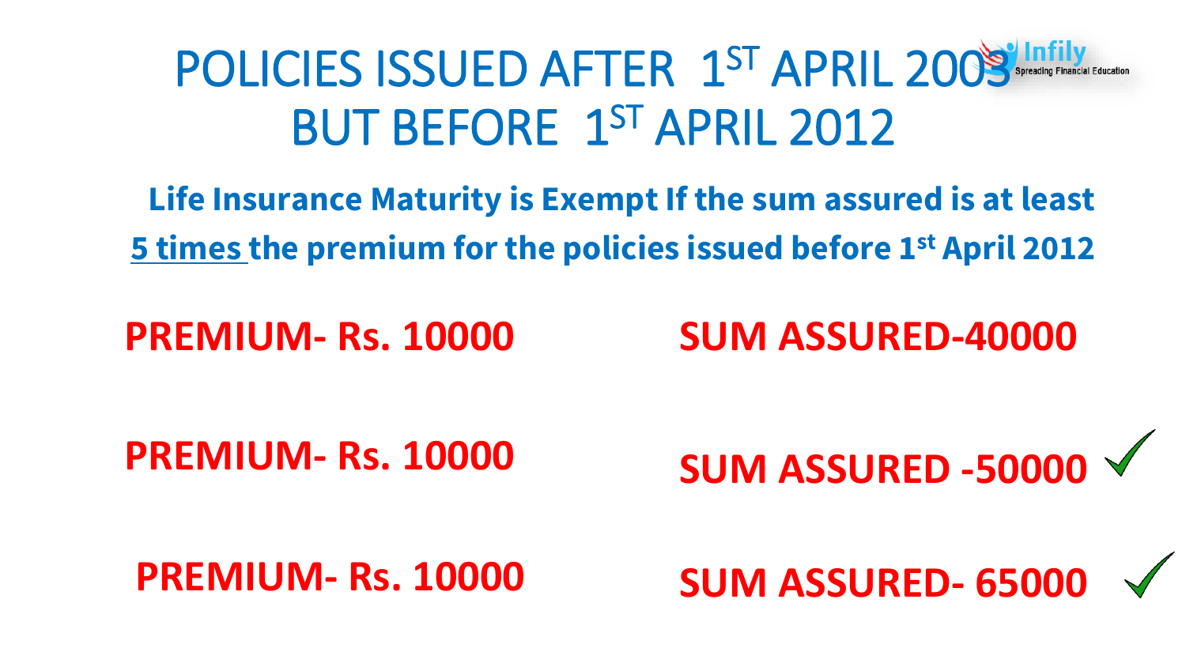# POLICIES ISSUED AFTER 1ST APRIL 2003 BUT BEFORE 1ST APRIL 2012

**Life Insurance Maturity is Exempt If the sum assured is at least 5 times the premium for the policies issued before 1st April 2012**

| | |
|---|---|
| **PREMIUM- Rs. 10000** | **SUM ASSURED-40000** |
| **PREMIUM- Rs. 10000** | **SUM ASSURED -50000** ✓ |
| **PREMIUM- Rs. 10000** | **SUM ASSURED- 65000** ✓ |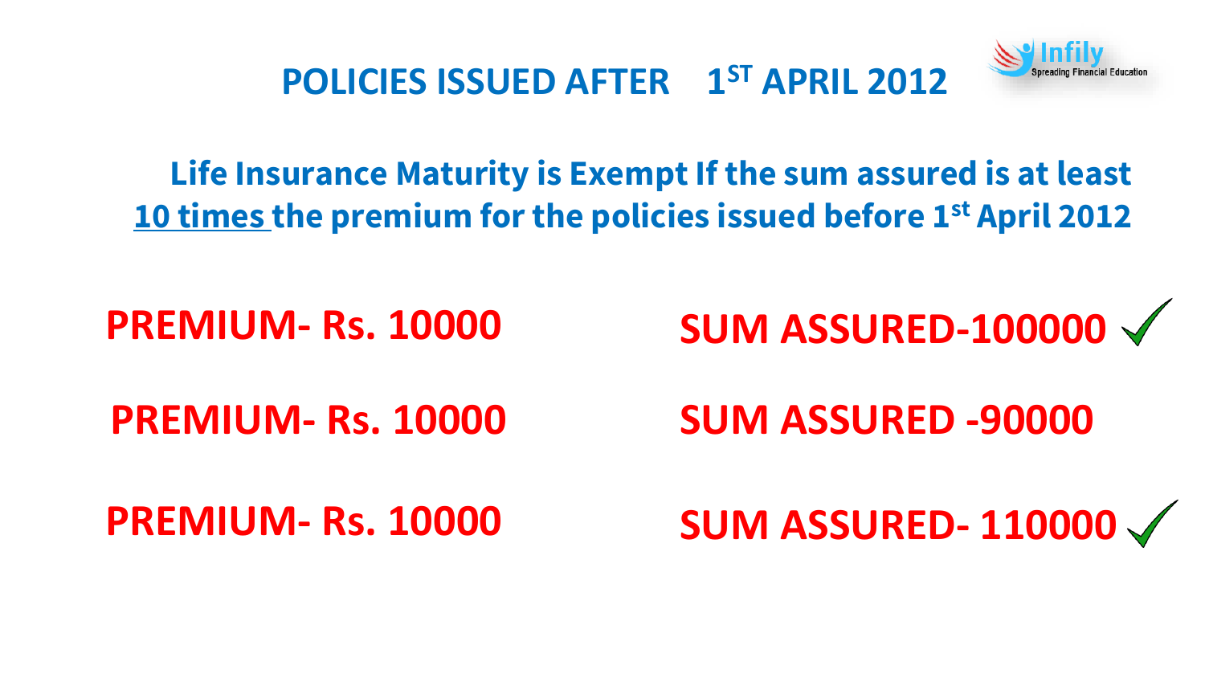# POLICIES ISSUED AFTER 1ST APRIL 2012

**Life Insurance Maturity is Exempt If the sum assured is at least <u>10 times</u> the premium for the policies issued before 1st April 2012**

| | |
|---|---|
| **PREMIUM- Rs. 10000** | **SUM ASSURED-100000** ✓ |
| **PREMIUM- Rs. 10000** | **SUM ASSURED -90000** |
| **PREMIUM- Rs. 10000** | **SUM ASSURED- 110000** ✓ |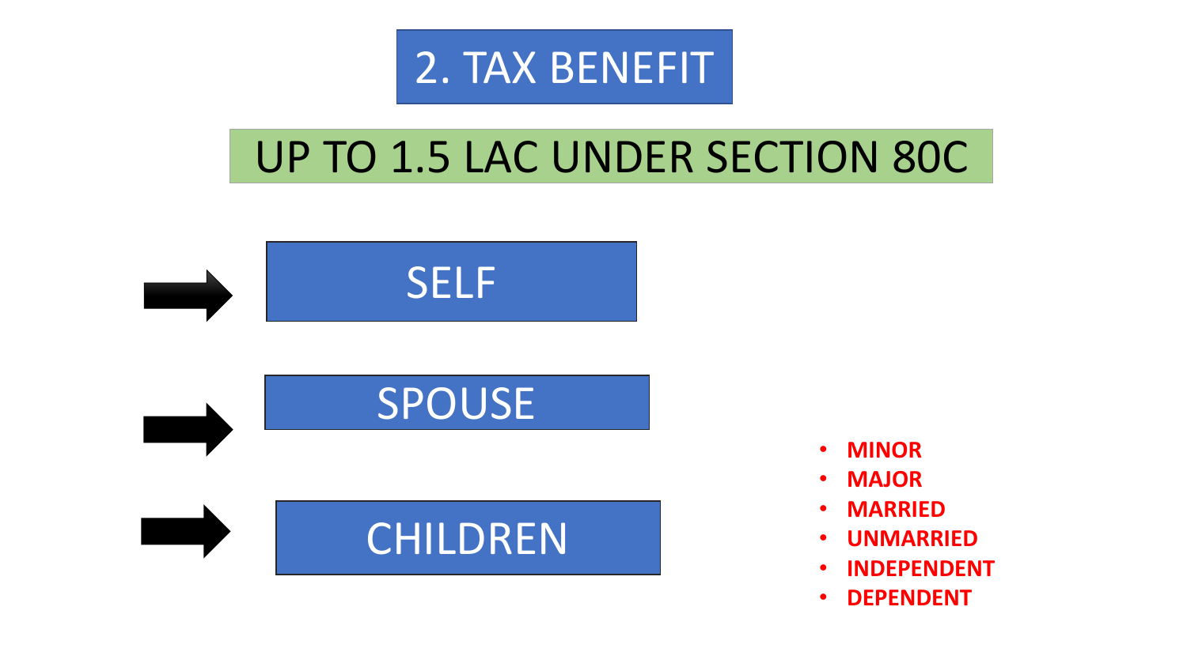# 2. TAX BENEFIT

## UP TO 1.5 LAC UNDER SECTION 80C

- SELF
- SPOUSE
- CHILDREN

- **MINOR**
- **MAJOR**
- **MARRIED**
- **UNMARRIED**
- **INDEPENDENT**
- **DEPENDENT**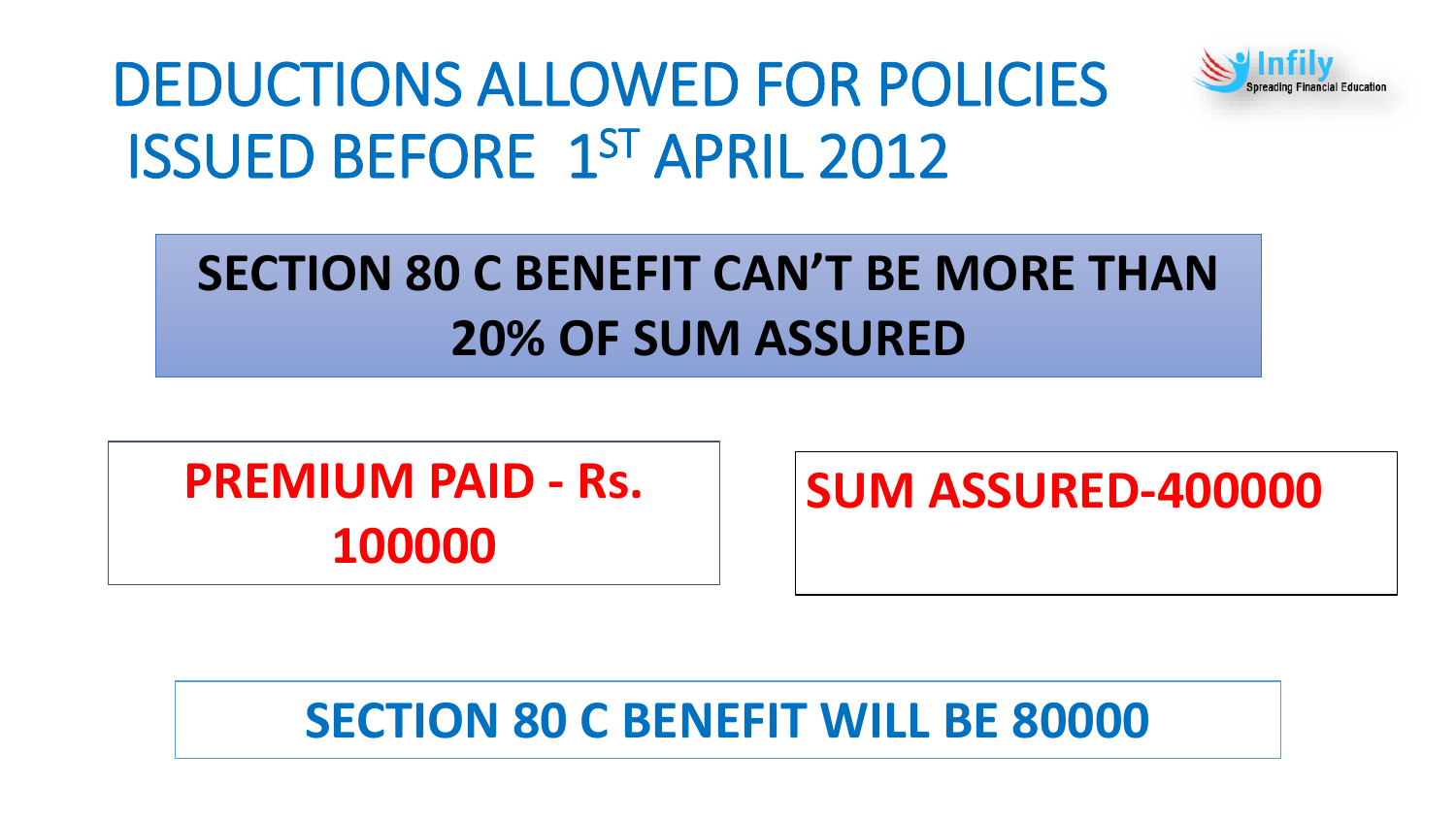# DEDUCTIONS ALLOWED FOR POLICIES ISSUED BEFORE 1ST APRIL 2012

**SECTION 80 C BENEFIT CAN'T BE MORE THAN 20% OF SUM ASSURED**

**PREMIUM PAID - Rs. 100000**

**SUM ASSURED-400000**

**SECTION 80 C BENEFIT WILL BE 80000**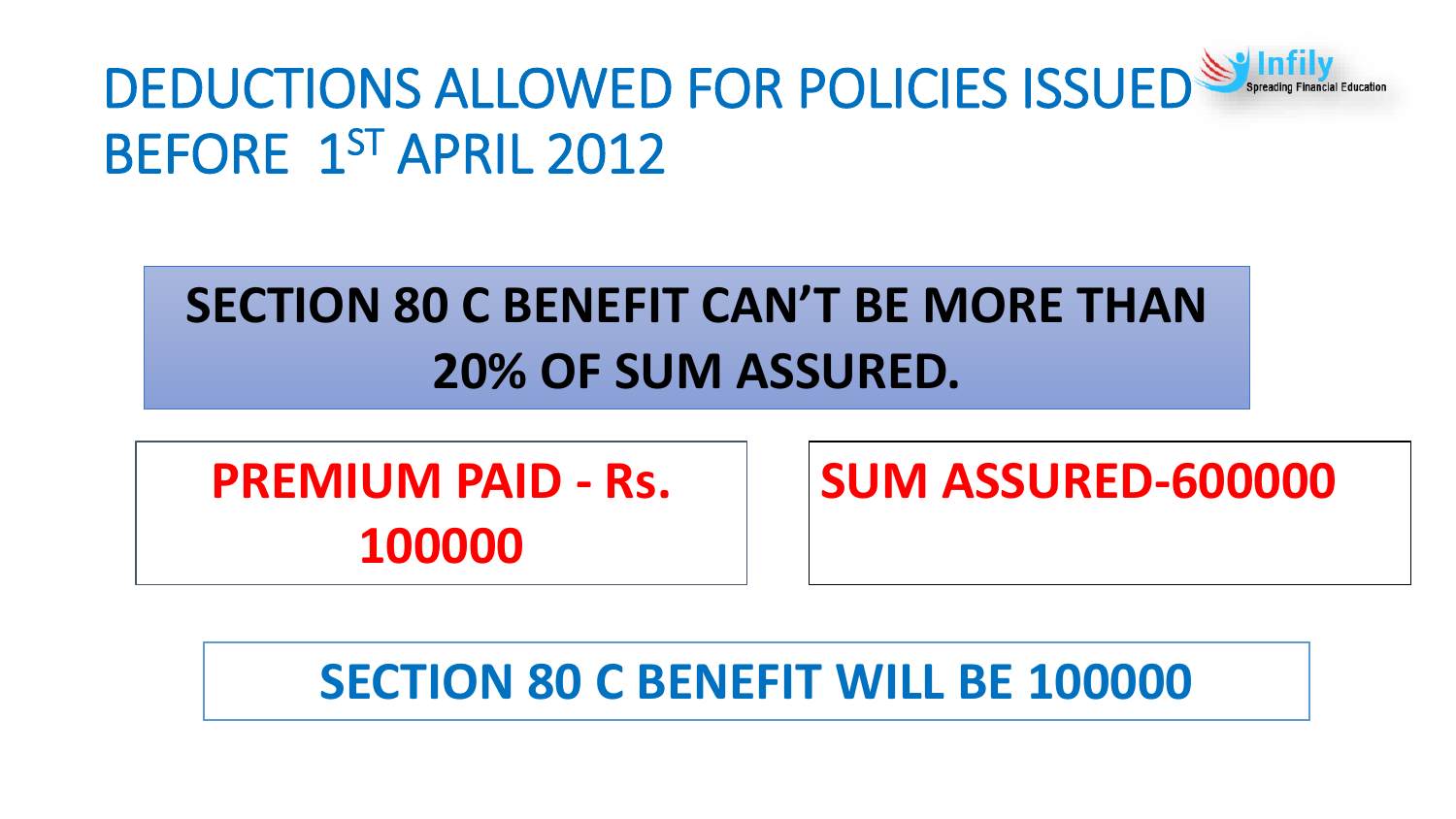# DEDUCTIONS ALLOWED FOR POLICIES ISSUED BEFORE 1ST APRIL 2012

**SECTION 80 C BENEFIT CAN'T BE MORE THAN 20% OF SUM ASSURED.**

**PREMIUM PAID - Rs. 100000**

**SUM ASSURED-600000**

**SECTION 80 C BENEFIT WILL BE 100000**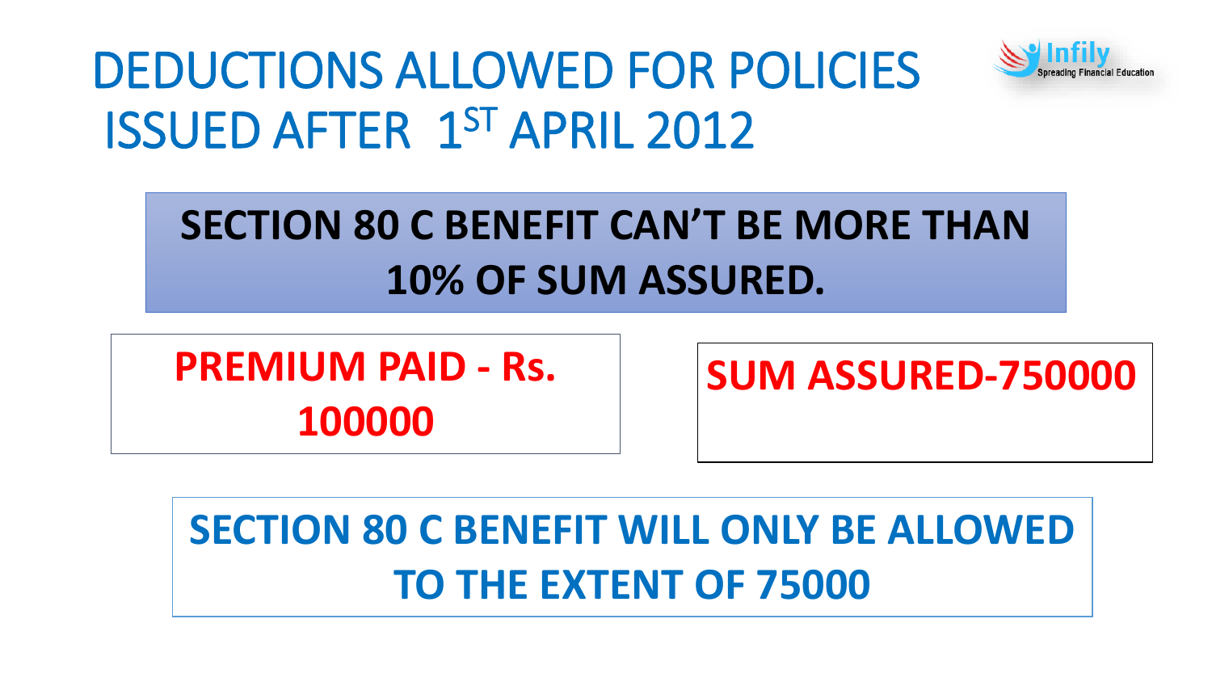# DEDUCTIONS ALLOWED FOR POLICIES ISSUED AFTER 1ST APRIL 2012

**SECTION 80 C BENEFIT CAN'T BE MORE THAN 10% OF SUM ASSURED.**

**PREMIUM PAID - Rs. 100000**

**SUM ASSURED-750000**

**SECTION 80 C BENEFIT WILL ONLY BE ALLOWED TO THE EXTENT OF 75000**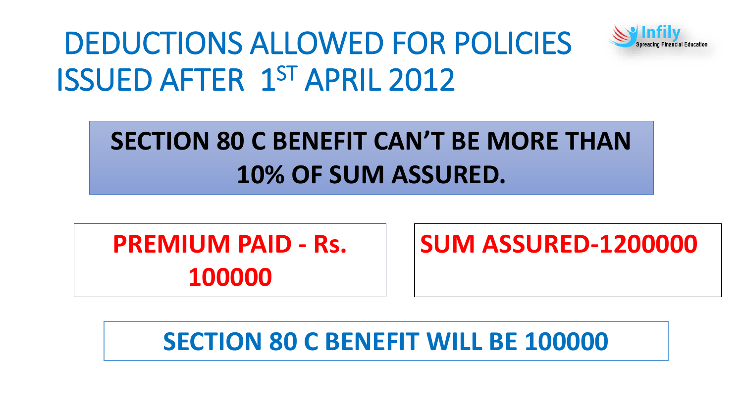# DEDUCTIONS ALLOWED FOR POLICIES ISSUED AFTER 1ST APRIL 2012

**SECTION 80 C BENEFIT CAN'T BE MORE THAN 10% OF SUM ASSURED.**

**PREMIUM PAID - Rs. 100000**

**SUM ASSURED-1200000**

**SECTION 80 C BENEFIT WILL BE 100000**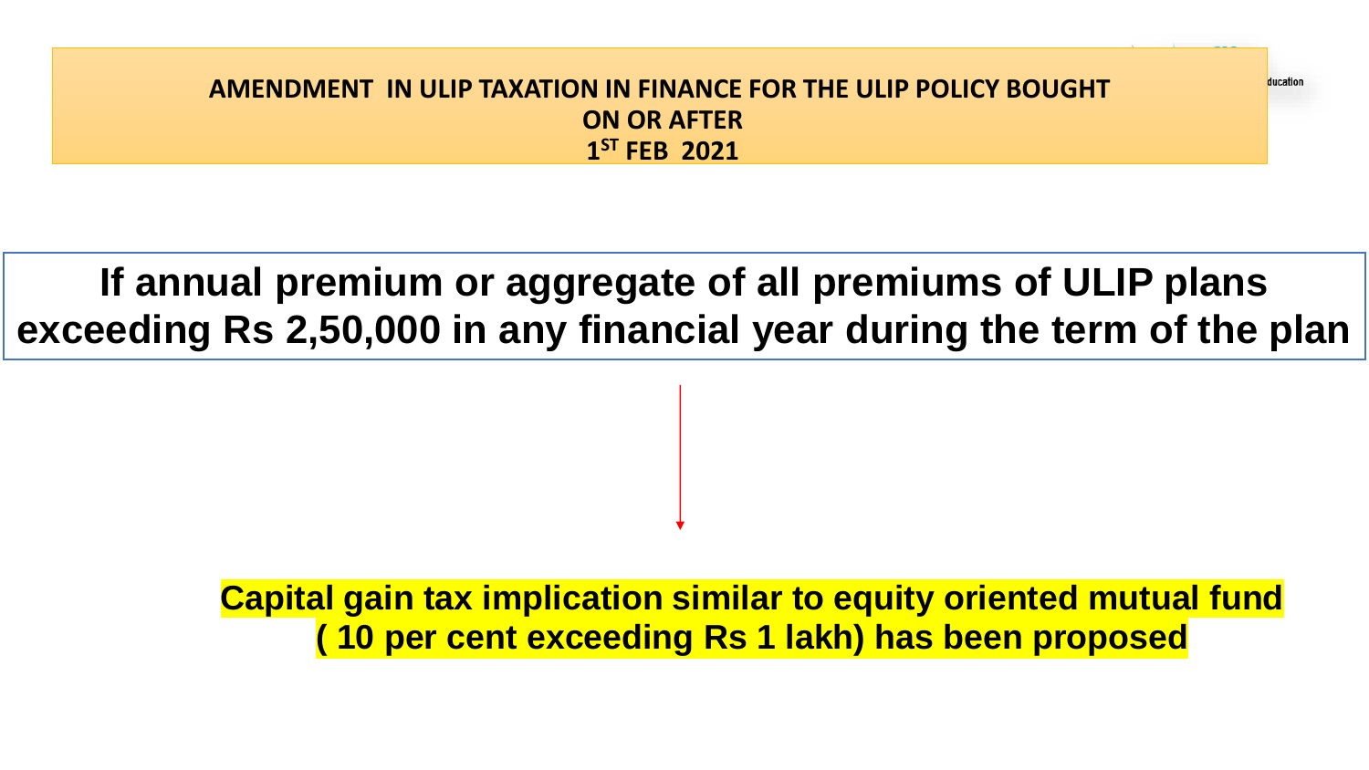# AMENDMENT IN ULIP TAXATION IN FINANCE FOR THE ULIP POLICY BOUGHT ON OR AFTER 1ST FEB 2021

**If annual premium or aggregate of all premiums of ULIP plans exceeding Rs 2,50,000 in any financial year during the term of the plan**

↓

**Capital gain tax implication similar to equity oriented mutual fund ( 10 per cent exceeding Rs 1 lakh) has been proposed**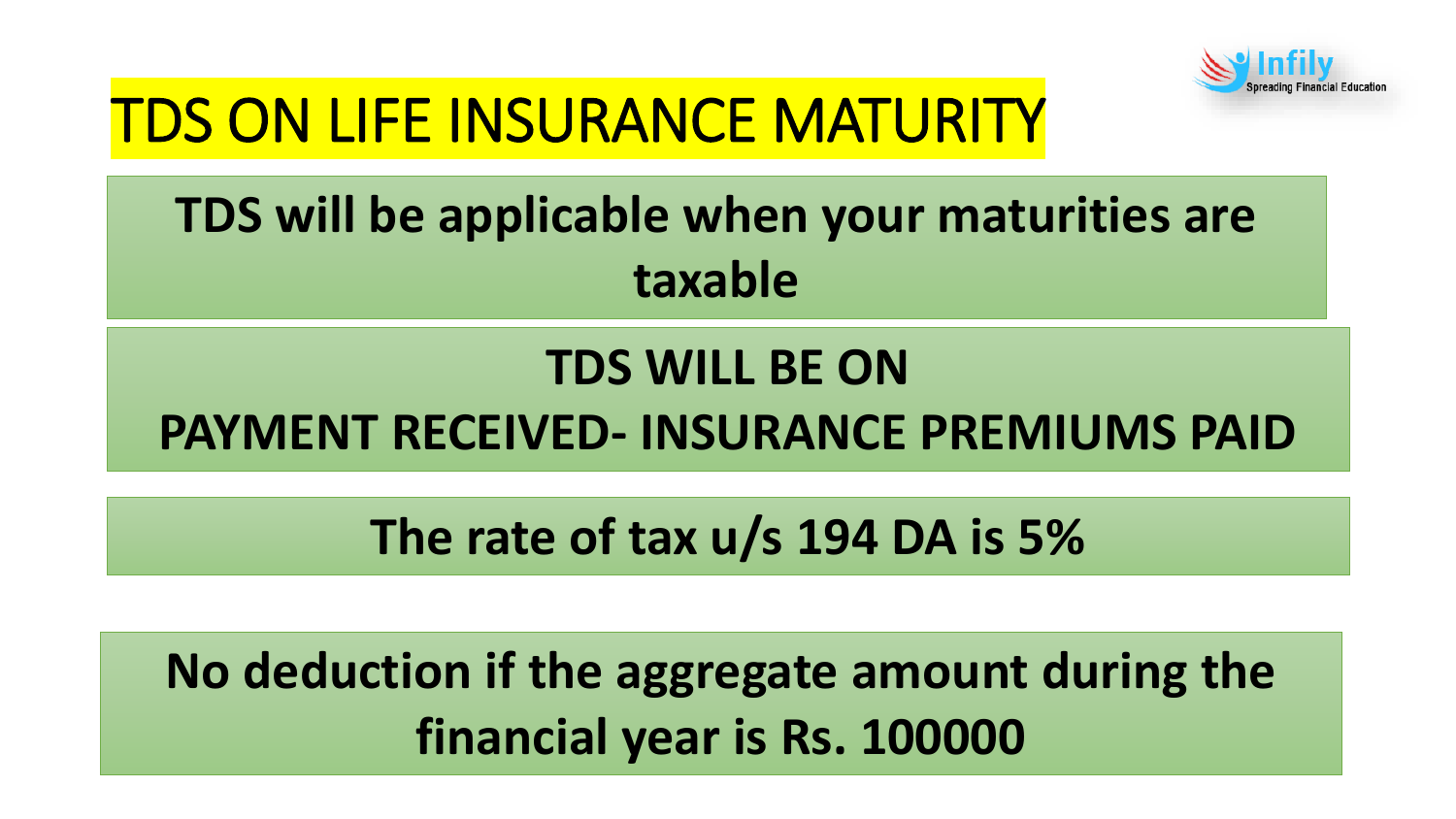# TDS ON LIFE INSURANCE MATURITY

**TDS will be applicable when your maturities are taxable**

**TDS WILL BE ON**
**PAYMENT RECEIVED- INSURANCE PREMIUMS PAID**

**The rate of tax u/s 194 DA is 5%**

**No deduction if the aggregate amount during the financial year is Rs. 100000**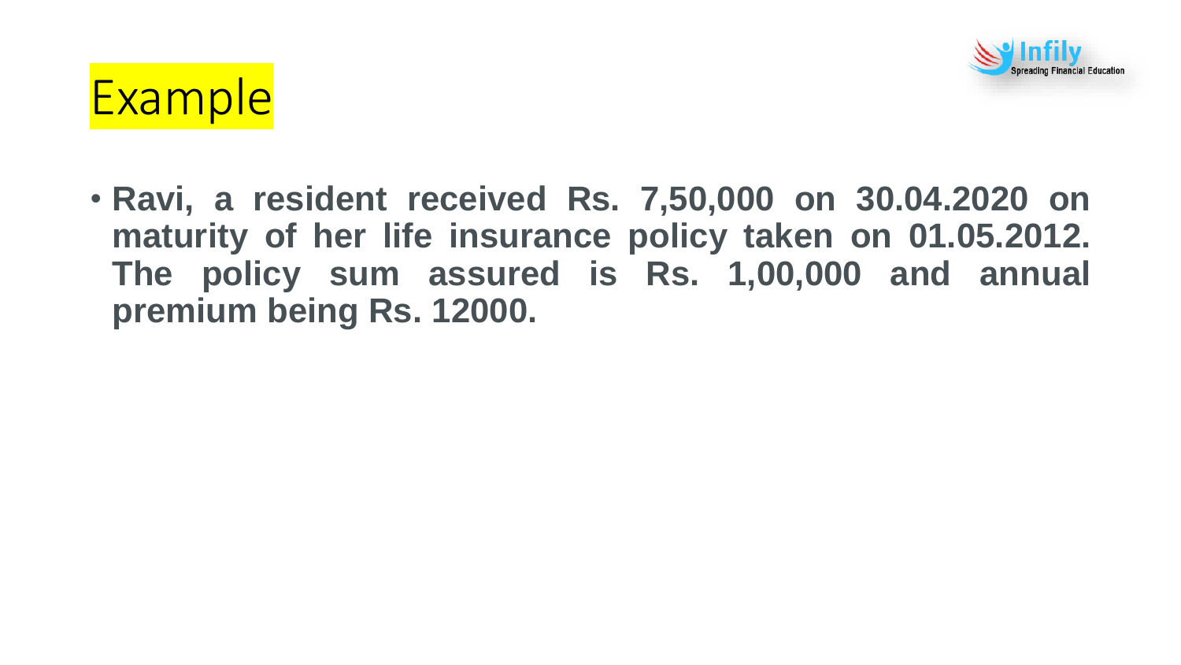# Example

- **Ravi, a resident received Rs. 7,50,000 on 30.04.2020 on maturity of her life insurance policy taken on 01.05.2012. The policy sum assured is Rs. 1,00,000 and annual premium being Rs. 12000.**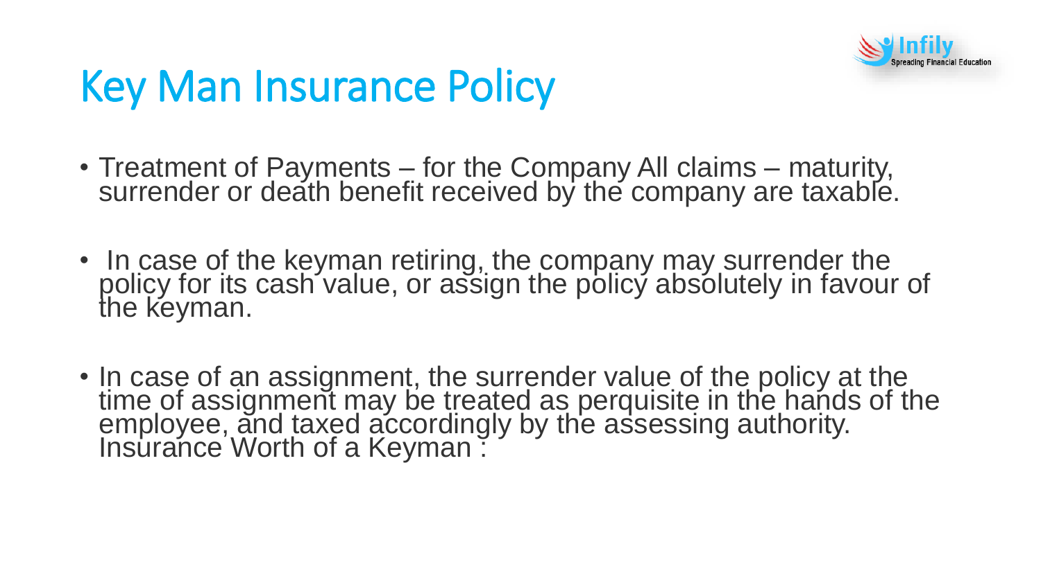# Key Man Insurance Policy

- Treatment of Payments – for the Company All claims – maturity, surrender or death benefit received by the company are taxable.

- In case of the keyman retiring, the company may surrender the policy for its cash value, or assign the policy absolutely in favour of the keyman.

- In case of an assignment, the surrender value of the policy at the time of assignment may be treated as perquisite in the hands of the employee, and taxed accordingly by the assessing authority. Insurance Worth of a Keyman :